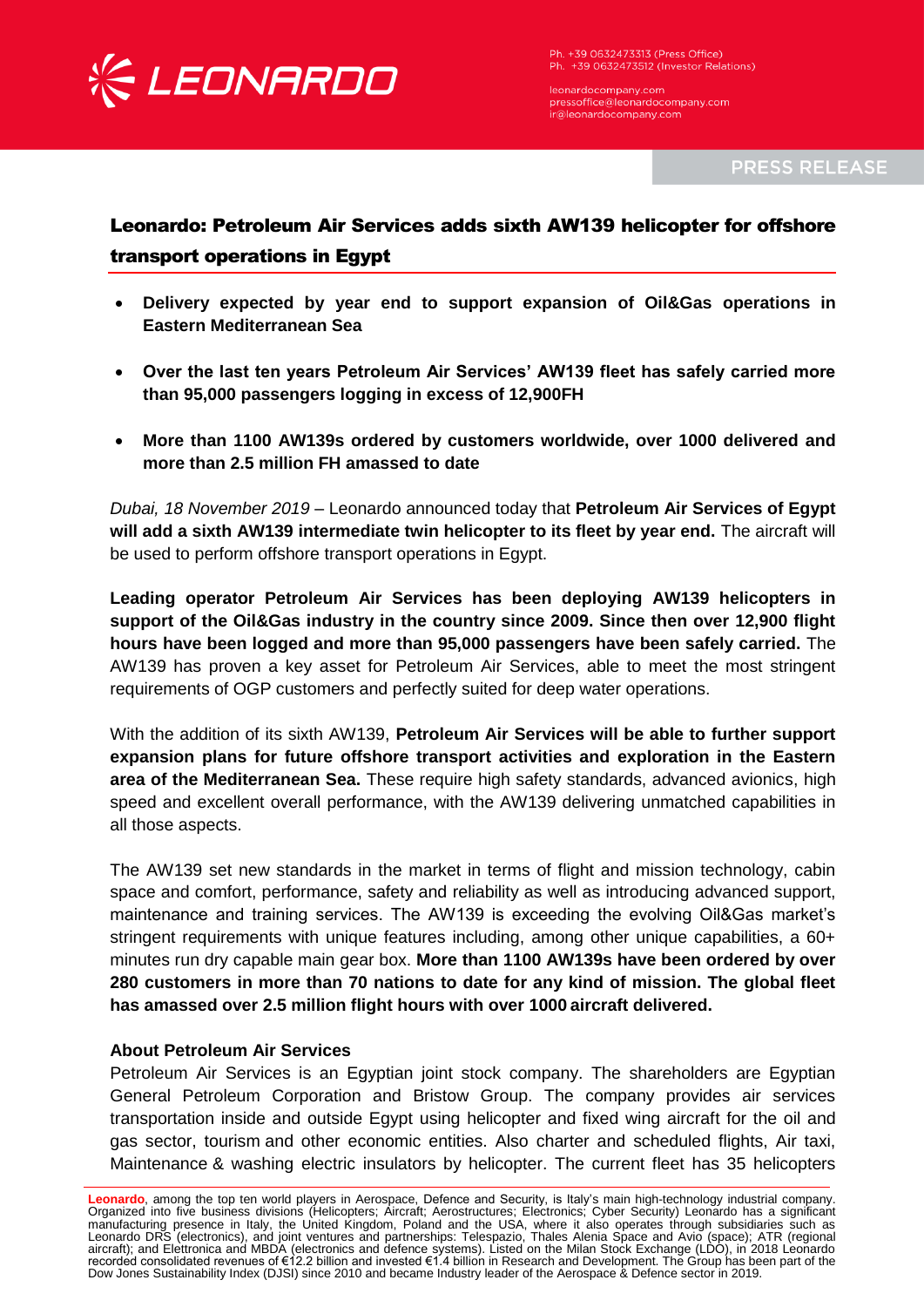# Leonardo: Petroleum Air Services adds sixth AW139 helicopter for offshore transport operations in Egypt

- **Delivery expected by year end to support expansion of Oil&Gas operations in Eastern Mediterranean Sea**
- **Over the last ten years Petroleum Air Services' AW139 fleet has safely carried more than 95,000 passengers logging in excess of 12,900FH**
- **More than 1100 AW139s ordered by customers worldwide, over 1000 delivered and more than 2.5 million FH amassed to date**

*Dubai, 18 November 2019* – Leonardo announced today that **Petroleum Air Services of Egypt will add a sixth AW139 intermediate twin helicopter to its fleet by year end.** The aircraft will be used to perform offshore transport operations in Egypt.

**Leading operator Petroleum Air Services has been deploying AW139 helicopters in support of the Oil&Gas industry in the country since 2009. Since then over 12,900 flight hours have been logged and more than 95,000 passengers have been safely carried.** The AW139 has proven a key asset for Petroleum Air Services, able to meet the most stringent requirements of OGP customers and perfectly suited for deep water operations.

With the addition of its sixth AW139, **Petroleum Air Services will be able to further support expansion plans for future offshore transport activities and exploration in the Eastern area of the Mediterranean Sea.** These require high safety standards, advanced avionics, high speed and excellent overall performance, with the AW139 delivering unmatched capabilities in all those aspects.

The AW139 set new standards in the market in terms of flight and mission technology, cabin space and comfort, performance, safety and reliability as well as introducing advanced support, maintenance and training services. The AW139 is exceeding the evolving Oil&Gas market's stringent requirements with unique features including, among other unique capabilities, a 60+ minutes run dry capable main gear box. **More than 1100 AW139s have been ordered by over 280 customers in more than 70 nations to date for any kind of mission. The global fleet has amassed over 2.5 million flight hours with over 1000 aircraft delivered.**

**About Petroleum Air Services**

Petroleum Air Services is an Egyptian joint stock company. The shareholders are Egyptian General Petroleum Corporation and Bristow Group. The company provides air services transportation inside and outside Egypt using helicopter and fixed wing aircraft for the oil and gas sector, tourism and other economic entities. Also charter and scheduled flights, Air taxi, Maintenance & washing electric insulators by helicopter. The current fleet has 35 helicopters

**Leonardo**, among the top ten world players in Aerospace, Defence and Security, is Italy's main high-technology industrial company. Organized into five business divisions (Helicopters; Aircraft; Aerostructures; Electronics; Cyber Security) Leonardo has a significant manufacturing presence in Italy, the United Kingdom, Poland and the USA, where it also operates through subsidiaries such as Leonardo DRS (electronics), and joint ventures and partnerships: Telespazio, Thales Alenia Space and Avio (space); ATR (regional aircraft); and Elettronica and MBDA (electronics and defence systems). Listed on the Milan Stock Exchange (LDO), in 2018 Leonardo recorded consolidated revenues of €12.2 billion and invested €1.4 billion in Research and Development. The Group has been part of the Dow Jones Sustainability Index (DJSI) since 2010 and became Industry leader of the Aerospace & Defence sector in 2019.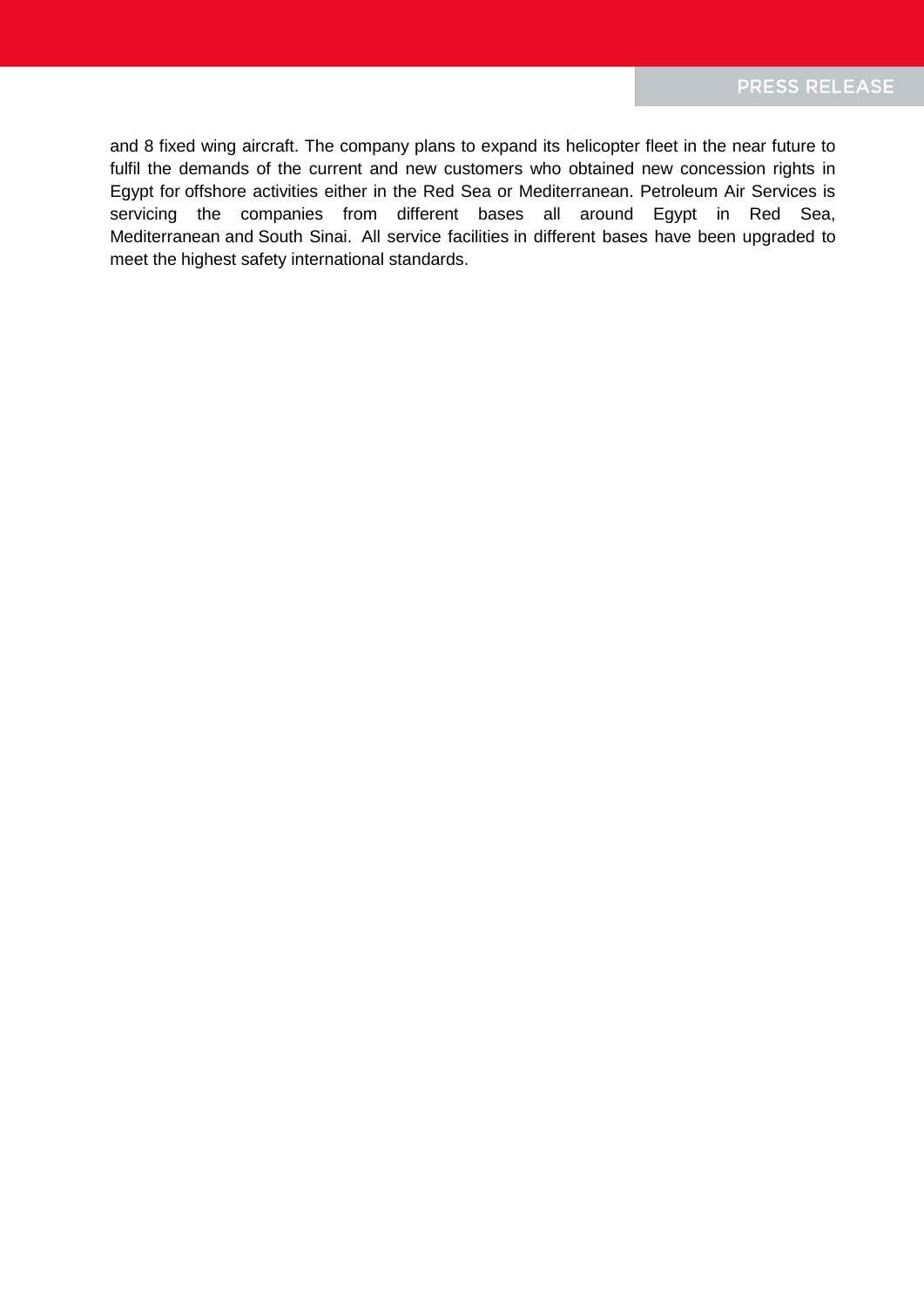and 8 fixed wing aircraft. The company plans to expand its helicopter fleet in the near future to fulfil the demands of the current and new customers who obtained new concession rights in Egypt for offshore activities either in the Red Sea or Mediterranean. Petroleum Air Services is servicing the companies from different bases all around Egypt in Red Sea, Mediterranean and South Sinai. All service facilities in different bases have been upgraded to meet the highest safety international standards.